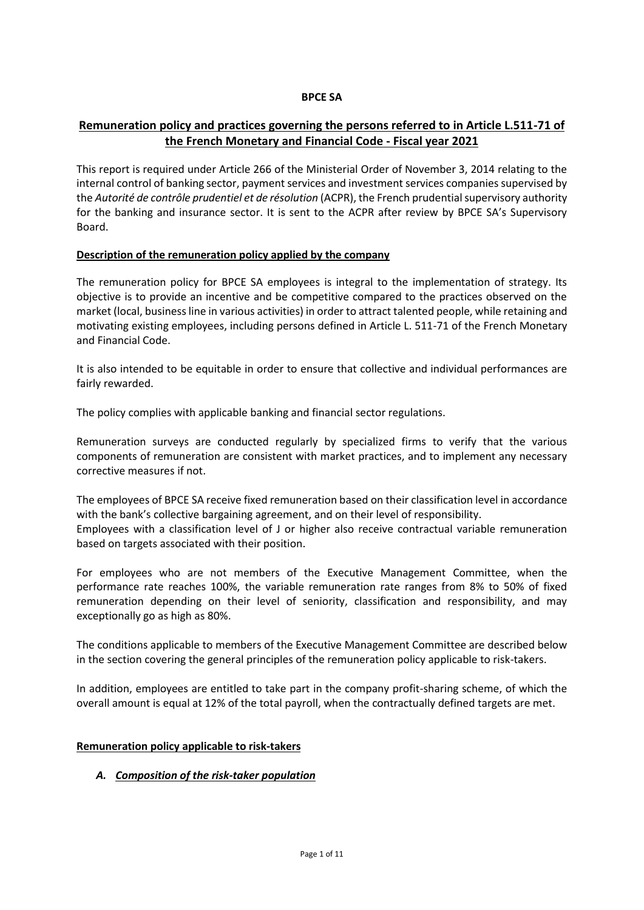**BPCE SA**

# Remuneration policy and practices governing the persons referred to in Article L.511-71 of the French Monetary and Financial Code - Fiscal year 2021

This report is required under Article 266 of the Ministerial Order of November 3, 2014 relating to the internal control of banking sector, payment services and investment services companies supervised by the *Autorité de contrôle prudentiel et de résolution* (ACPR), the French prudential supervisory authority for the banking and insurance sector. It is sent to the ACPR after review by BPCE SA's Supervisory Board.

## Description of the remuneration policy applied by the company

The remuneration policy for BPCE SA employees is integral to the implementation of strategy. Its objective is to provide an incentive and be competitive compared to the practices observed on the market (local, business line in various activities) in order to attract talented people, while retaining and motivating existing employees, including persons defined in Article L. 511-71 of the French Monetary and Financial Code.

It is also intended to be equitable in order to ensure that collective and individual performances are fairly rewarded.

The policy complies with applicable banking and financial sector regulations.

Remuneration surveys are conducted regularly by specialized firms to verify that the various components of remuneration are consistent with market practices, and to implement any necessary corrective measures if not.

The employees of BPCE SA receive fixed remuneration based on their classification level in accordance with the bank's collective bargaining agreement, and on their level of responsibility.
Employees with a classification level of J or higher also receive contractual variable remuneration based on targets associated with their position.

For employees who are not members of the Executive Management Committee, when the performance rate reaches 100%, the variable remuneration rate ranges from 8% to 50% of fixed remuneration depending on their level of seniority, classification and responsibility, and may exceptionally go as high as 80%.

The conditions applicable to members of the Executive Management Committee are described below in the section covering the general principles of the remuneration policy applicable to risk-takers.

In addition, employees are entitled to take part in the company profit-sharing scheme, of which the overall amount is equal at 12% of the total payroll, when the contractually defined targets are met.

## Remuneration policy applicable to risk-takers

### *A. Composition of the risk-taker population*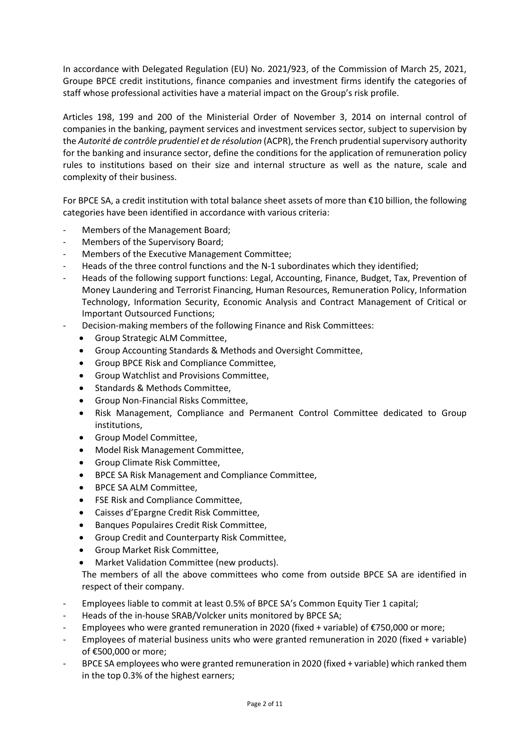In accordance with Delegated Regulation (EU) No. 2021/923, of the Commission of March 25, 2021, Groupe BPCE credit institutions, finance companies and investment firms identify the categories of staff whose professional activities have a material impact on the Group's risk profile.

Articles 198, 199 and 200 of the Ministerial Order of November 3, 2014 on internal control of companies in the banking, payment services and investment services sector, subject to supervision by the *Autorité de contrôle prudentiel et de résolution* (ACPR), the French prudential supervisory authority for the banking and insurance sector, define the conditions for the application of remuneration policy rules to institutions based on their size and internal structure as well as the nature, scale and complexity of their business.

For BPCE SA, a credit institution with total balance sheet assets of more than €10 billion, the following categories have been identified in accordance with various criteria:

- Members of the Management Board;
- Members of the Supervisory Board;
- Members of the Executive Management Committee;
- Heads of the three control functions and the N-1 subordinates which they identified;
- Heads of the following support functions: Legal, Accounting, Finance, Budget, Tax, Prevention of Money Laundering and Terrorist Financing, Human Resources, Remuneration Policy, Information Technology, Information Security, Economic Analysis and Contract Management of Critical or Important Outsourced Functions;
- Decision-making members of the following Finance and Risk Committees:
  - Group Strategic ALM Committee,
  - Group Accounting Standards & Methods and Oversight Committee,
  - Group BPCE Risk and Compliance Committee,
  - Group Watchlist and Provisions Committee,
  - Standards & Methods Committee,
  - Group Non-Financial Risks Committee,
  - Risk Management, Compliance and Permanent Control Committee dedicated to Group institutions,
  - Group Model Committee,
  - Model Risk Management Committee,
  - Group Climate Risk Committee,
  - BPCE SA Risk Management and Compliance Committee,
  - BPCE SA ALM Committee,
  - FSE Risk and Compliance Committee,
  - Caisses d'Epargne Credit Risk Committee,
  - Banques Populaires Credit Risk Committee,
  - Group Credit and Counterparty Risk Committee,
  - Group Market Risk Committee,
  - Market Validation Committee (new products).

  The members of all the above committees who come from outside BPCE SA are identified in respect of their company.
- Employees liable to commit at least 0.5% of BPCE SA's Common Equity Tier 1 capital;
- Heads of the in-house SRAB/Volcker units monitored by BPCE SA;
- Employees who were granted remuneration in 2020 (fixed + variable) of €750,000 or more;
- Employees of material business units who were granted remuneration in 2020 (fixed + variable) of €500,000 or more;
- BPCE SA employees who were granted remuneration in 2020 (fixed + variable) which ranked them in the top 0.3% of the highest earners;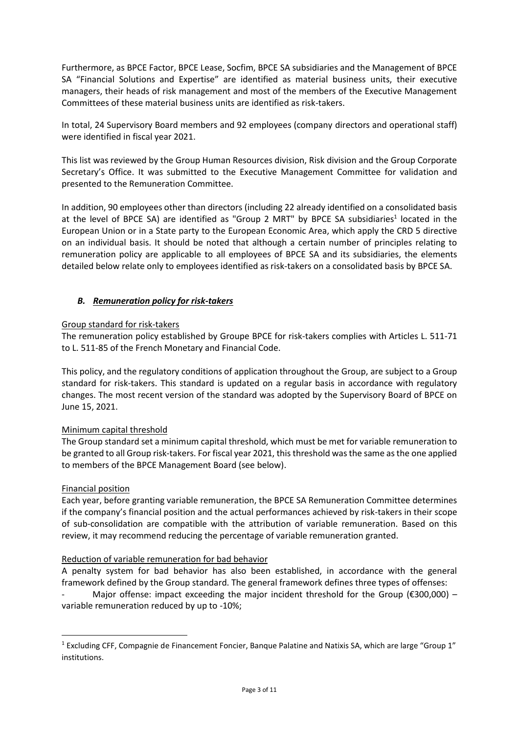Furthermore, as BPCE Factor, BPCE Lease, Socfim, BPCE SA subsidiaries and the Management of BPCE SA "Financial Solutions and Expertise" are identified as material business units, their executive managers, their heads of risk management and most of the members of the Executive Management Committees of these material business units are identified as risk-takers.

In total, 24 Supervisory Board members and 92 employees (company directors and operational staff) were identified in fiscal year 2021.

This list was reviewed by the Group Human Resources division, Risk division and the Group Corporate Secretary's Office. It was submitted to the Executive Management Committee for validation and presented to the Remuneration Committee.

In addition, 90 employees other than directors (including 22 already identified on a consolidated basis at the level of BPCE SA) are identified as "Group 2 MRT" by BPCE SA subsidiaries[1] located in the European Union or in a State party to the European Economic Area, which apply the CRD 5 directive on an individual basis. It should be noted that although a certain number of principles relating to remuneration policy are applicable to all employees of BPCE SA and its subsidiaries, the elements detailed below relate only to employees identified as risk-takers on a consolidated basis by BPCE SA.

### *B. Remuneration policy for risk-takers*

Group standard for risk-takers

The remuneration policy established by Groupe BPCE for risk-takers complies with Articles L. 511-71 to L. 511-85 of the French Monetary and Financial Code.

This policy, and the regulatory conditions of application throughout the Group, are subject to a Group standard for risk-takers. This standard is updated on a regular basis in accordance with regulatory changes. The most recent version of the standard was adopted by the Supervisory Board of BPCE on June 15, 2021.

Minimum capital threshold

The Group standard set a minimum capital threshold, which must be met for variable remuneration to be granted to all Group risk-takers. For fiscal year 2021, this threshold was the same as the one applied to members of the BPCE Management Board (see below).

Financial position

Each year, before granting variable remuneration, the BPCE SA Remuneration Committee determines if the company's financial position and the actual performances achieved by risk-takers in their scope of sub-consolidation are compatible with the attribution of variable remuneration. Based on this review, it may recommend reducing the percentage of variable remuneration granted.

Reduction of variable remuneration for bad behavior

A penalty system for bad behavior has also been established, in accordance with the general framework defined by the Group standard. The general framework defines three types of offenses:

- Major offense: impact exceeding the major incident threshold for the Group (€300,000) – variable remuneration reduced by up to -10%;

---

[1] Excluding CFF, Compagnie de Financement Foncier, Banque Palatine and Natixis SA, which are large "Group 1" institutions.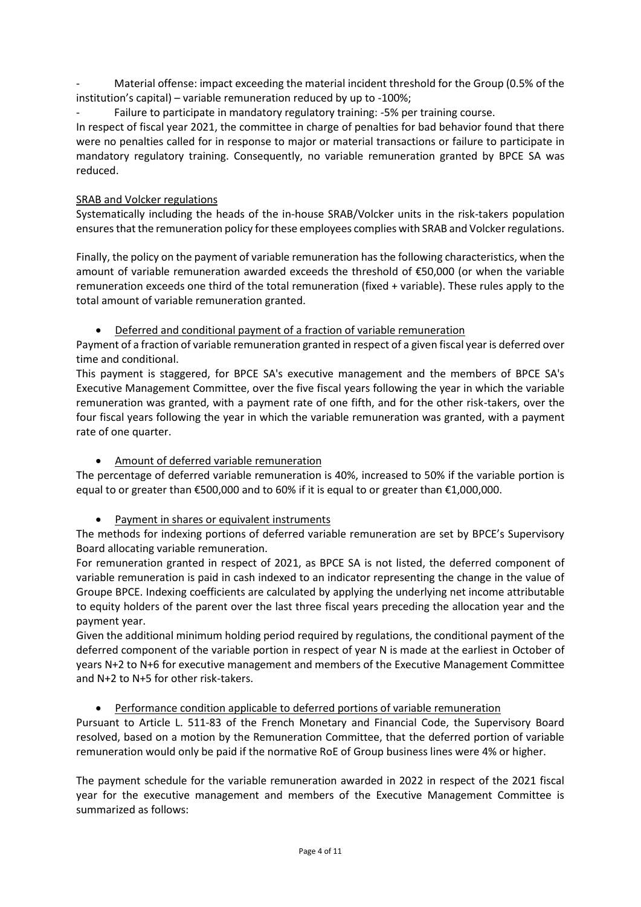- Material offense: impact exceeding the material incident threshold for the Group (0.5% of the institution's capital) – variable remuneration reduced by up to -100%;
- Failure to participate in mandatory regulatory training: -5% per training course.

In respect of fiscal year 2021, the committee in charge of penalties for bad behavior found that there were no penalties called for in response to major or material transactions or failure to participate in mandatory regulatory training. Consequently, no variable remuneration granted by BPCE SA was reduced.

SRAB and Volcker regulations

Systematically including the heads of the in-house SRAB/Volcker units in the risk-takers population ensures that the remuneration policy for these employees complies with SRAB and Volcker regulations.

Finally, the policy on the payment of variable remuneration has the following characteristics, when the amount of variable remuneration awarded exceeds the threshold of €50,000 (or when the variable remuneration exceeds one third of the total remuneration (fixed + variable). These rules apply to the total amount of variable remuneration granted.

- Deferred and conditional payment of a fraction of variable remuneration

Payment of a fraction of variable remuneration granted in respect of a given fiscal year is deferred over time and conditional.

This payment is staggered, for BPCE SA's executive management and the members of BPCE SA's Executive Management Committee, over the five fiscal years following the year in which the variable remuneration was granted, with a payment rate of one fifth, and for the other risk-takers, over the four fiscal years following the year in which the variable remuneration was granted, with a payment rate of one quarter.

- Amount of deferred variable remuneration

The percentage of deferred variable remuneration is 40%, increased to 50% if the variable portion is equal to or greater than €500,000 and to 60% if it is equal to or greater than €1,000,000.

- Payment in shares or equivalent instruments

The methods for indexing portions of deferred variable remuneration are set by BPCE's Supervisory Board allocating variable remuneration.

For remuneration granted in respect of 2021, as BPCE SA is not listed, the deferred component of variable remuneration is paid in cash indexed to an indicator representing the change in the value of Groupe BPCE. Indexing coefficients are calculated by applying the underlying net income attributable to equity holders of the parent over the last three fiscal years preceding the allocation year and the payment year.

Given the additional minimum holding period required by regulations, the conditional payment of the deferred component of the variable portion in respect of year N is made at the earliest in October of years N+2 to N+6 for executive management and members of the Executive Management Committee and N+2 to N+5 for other risk-takers.

- Performance condition applicable to deferred portions of variable remuneration

Pursuant to Article L. 511-83 of the French Monetary and Financial Code, the Supervisory Board resolved, based on a motion by the Remuneration Committee, that the deferred portion of variable remuneration would only be paid if the normative RoE of Group business lines were 4% or higher.

The payment schedule for the variable remuneration awarded in 2022 in respect of the 2021 fiscal year for the executive management and members of the Executive Management Committee is summarized as follows: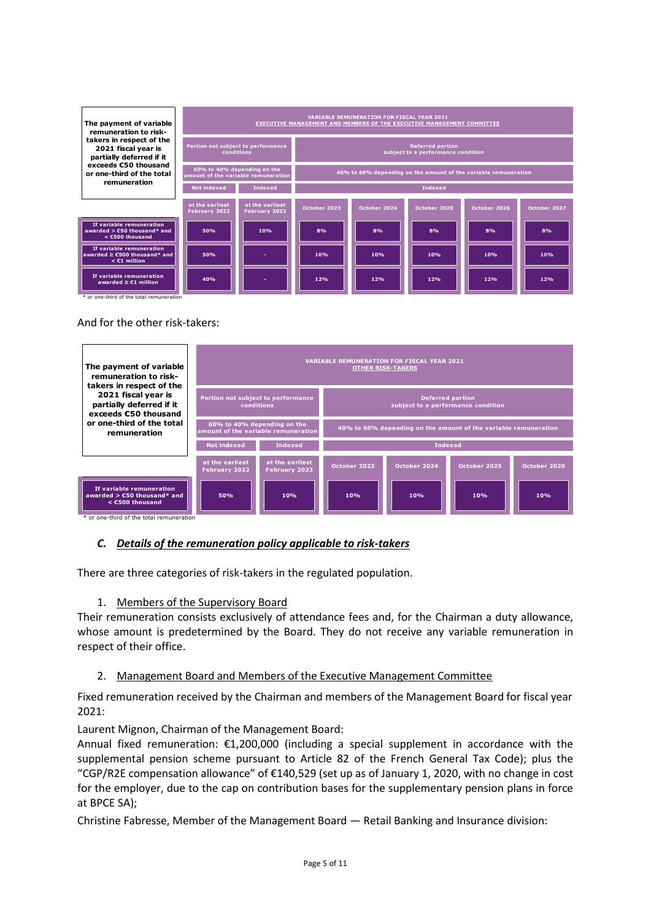| The payment of variable remuneration to risk-takers in respect of the 2021 fiscal year is partially deferred if it exceeds €50 thousand or one-third of the total remuneration | VARIABLE REMUNERATION FOR FISCAL YEAR 2021 EXECUTIVE MANAGEMENT AND MEMBERS OF THE EXECUTIVE MANAGEMENT COMMITTEE | | | | | | |
|---|---|---|---|---|---|---|---|
| | Portion not subject to performance conditions | | Deferred portion subject to a performance condition | | | | |
| | 60% to 40% depending on the amount of the variable remuneration | | 40% to 60% depending on the amount of the variable remuneration | | | | |
| | Not indexed | Indexed | Indexed | | | | |
| | at the earliest February 2022 | at the earliest February 2023 | October 2023 | October 2024 | October 2025 | October 2026 | October 2027 |
| If variable remuneration awarded > €50 thousand* and < €500 thousand | 50% | 10% | 8% | 8% | 8% | 8% | 8% |
| If variable remuneration awarded ≥ €500 thousand* and < €1 million | 50% | - | 10% | 10% | 10% | 10% | 10% |
| If variable remuneration awarded ≥ €1 million | 40% | - | 12% | 12% | 12% | 12% | 12% |

\* or one-third of the total remuneration

And for the other risk-takers:

| The payment of variable remuneration to risk-takers in respect of the 2021 fiscal year is partially deferred if it exceeds €50 thousand or one-third of the total remuneration | VARIABLE REMUNERATION FOR FISCAL YEAR 2021 OTHER RISK-TAKERS | | | | | |
|---|---|---|---|---|---|---|
| | Portion not subject to performance conditions | | Deferred portion subject to a performance condition | | | |
| | 60% to 40% depending on the amount of the variable remuneration | | 40% to 60% depending on the amount of the variable remuneration | | | |
| | Not indexed | Indexed | Indexed | | | |
| | at the earliest February 2022 | at the earliest February 2023 | October 2023 | October 2024 | October 2025 | October 2026 |
| If variable remuneration awarded > €50 thousand* and < €500 thousand | 50% | 10% | 10% | 10% | 10% | 10% |

\* or one-third of the total remuneration

### *C. Details of the remuneration policy applicable to risk-takers*

There are three categories of risk-takers in the regulated population.

1. Members of the Supervisory Board

Their remuneration consists exclusively of attendance fees and, for the Chairman a duty allowance, whose amount is predetermined by the Board. They do not receive any variable remuneration in respect of their office.

2. Management Board and Members of the Executive Management Committee

Fixed remuneration received by the Chairman and members of the Management Board for fiscal year 2021:

Laurent Mignon, Chairman of the Management Board:
Annual fixed remuneration: €1,200,000 (including a special supplement in accordance with the supplemental pension scheme pursuant to Article 82 of the French General Tax Code); plus the "CGP/R2E compensation allowance" of €140,529 (set up as of January 1, 2020, with no change in cost for the employer, due to the cap on contribution bases for the supplementary pension plans in force at BPCE SA);

Christine Fabresse, Member of the Management Board — Retail Banking and Insurance division: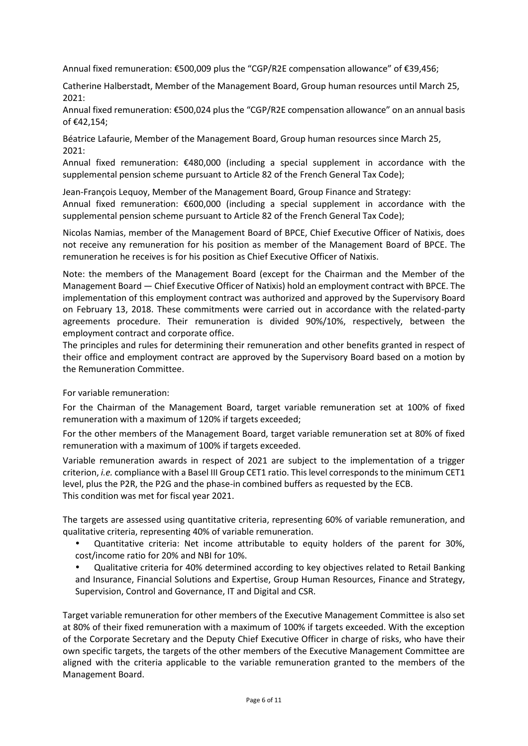Annual fixed remuneration: €500,009 plus the "CGP/R2E compensation allowance" of €39,456;

Catherine Halberstadt, Member of the Management Board, Group human resources until March 25, 2021:
Annual fixed remuneration: €500,024 plus the "CGP/R2E compensation allowance" on an annual basis of €42,154;

Béatrice Lafaurie, Member of the Management Board, Group human resources since March 25, 2021:
Annual fixed remuneration: €480,000 (including a special supplement in accordance with the supplemental pension scheme pursuant to Article 82 of the French General Tax Code);

Jean-François Lequoy, Member of the Management Board, Group Finance and Strategy:
Annual fixed remuneration: €600,000 (including a special supplement in accordance with the supplemental pension scheme pursuant to Article 82 of the French General Tax Code);

Nicolas Namias, member of the Management Board of BPCE, Chief Executive Officer of Natixis, does not receive any remuneration for his position as member of the Management Board of BPCE. The remuneration he receives is for his position as Chief Executive Officer of Natixis.

Note: the members of the Management Board (except for the Chairman and the Member of the Management Board — Chief Executive Officer of Natixis) hold an employment contract with BPCE. The implementation of this employment contract was authorized and approved by the Supervisory Board on February 13, 2018. These commitments were carried out in accordance with the related-party agreements procedure. Their remuneration is divided 90%/10%, respectively, between the employment contract and corporate office.
The principles and rules for determining their remuneration and other benefits granted in respect of their office and employment contract are approved by the Supervisory Board based on a motion by the Remuneration Committee.

For variable remuneration:

For the Chairman of the Management Board, target variable remuneration set at 100% of fixed remuneration with a maximum of 120% if targets exceeded;

For the other members of the Management Board, target variable remuneration set at 80% of fixed remuneration with a maximum of 100% if targets exceeded.

Variable remuneration awards in respect of 2021 are subject to the implementation of a trigger criterion, *i.e.* compliance with a Basel III Group CET1 ratio. This level corresponds to the minimum CET1 level, plus the P2R, the P2G and the phase-in combined buffers as requested by the ECB.
This condition was met for fiscal year 2021.

The targets are assessed using quantitative criteria, representing 60% of variable remuneration, and qualitative criteria, representing 40% of variable remuneration.

- Quantitative criteria: Net income attributable to equity holders of the parent for 30%, cost/income ratio for 20% and NBI for 10%.
- Qualitative criteria for 40% determined according to key objectives related to Retail Banking and Insurance, Financial Solutions and Expertise, Group Human Resources, Finance and Strategy, Supervision, Control and Governance, IT and Digital and CSR.

Target variable remuneration for other members of the Executive Management Committee is also set at 80% of their fixed remuneration with a maximum of 100% if targets exceeded. With the exception of the Corporate Secretary and the Deputy Chief Executive Officer in charge of risks, who have their own specific targets, the targets of the other members of the Executive Management Committee are aligned with the criteria applicable to the variable remuneration granted to the members of the Management Board.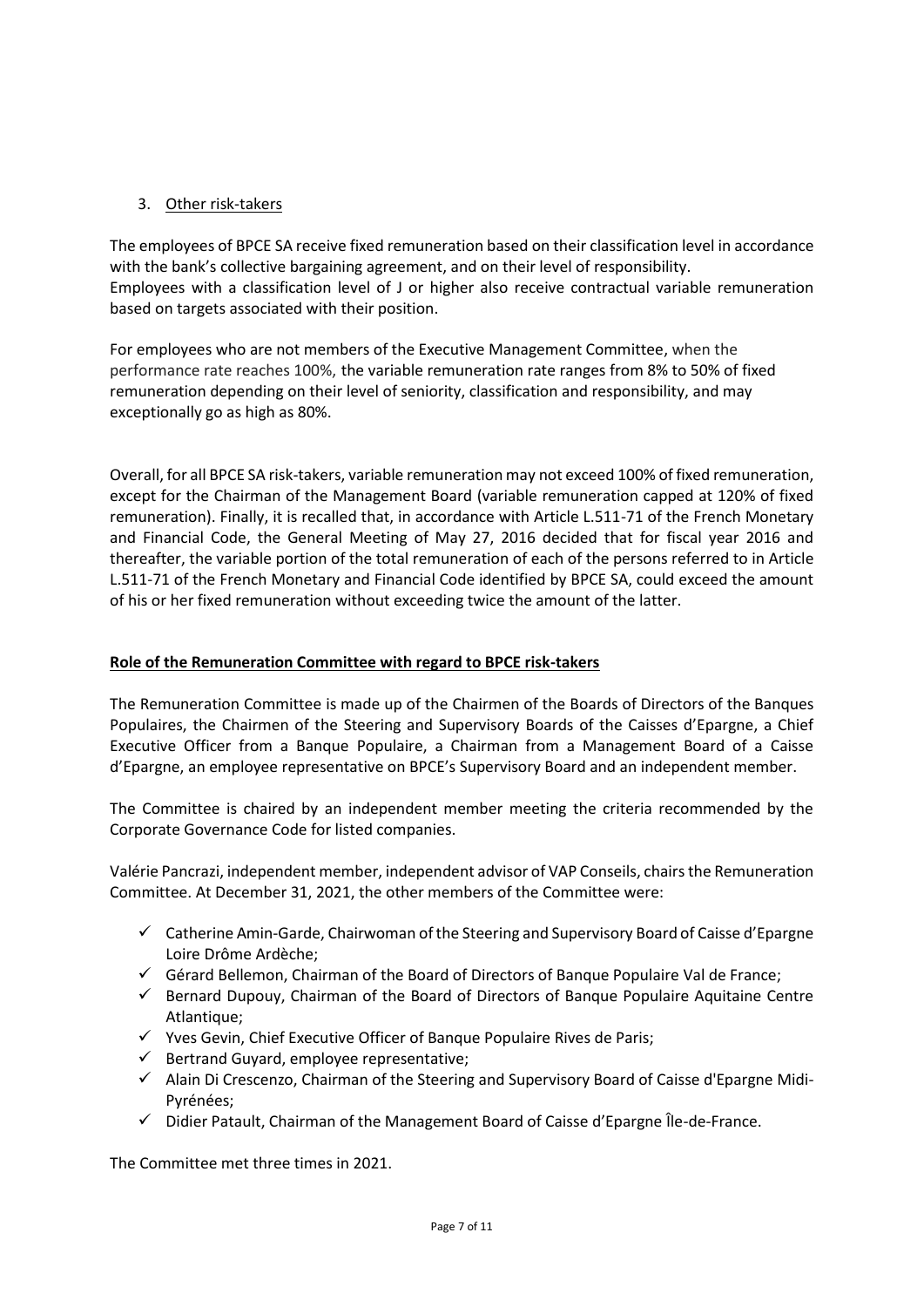3. Other risk-takers

The employees of BPCE SA receive fixed remuneration based on their classification level in accordance with the bank's collective bargaining agreement, and on their level of responsibility.
Employees with a classification level of J or higher also receive contractual variable remuneration based on targets associated with their position.

For employees who are not members of the Executive Management Committee, when the performance rate reaches 100%, the variable remuneration rate ranges from 8% to 50% of fixed remuneration depending on their level of seniority, classification and responsibility, and may exceptionally go as high as 80%.

Overall, for all BPCE SA risk-takers, variable remuneration may not exceed 100% of fixed remuneration, except for the Chairman of the Management Board (variable remuneration capped at 120% of fixed remuneration). Finally, it is recalled that, in accordance with Article L.511-71 of the French Monetary and Financial Code, the General Meeting of May 27, 2016 decided that for fiscal year 2016 and thereafter, the variable portion of the total remuneration of each of the persons referred to in Article L.511-71 of the French Monetary and Financial Code identified by BPCE SA, could exceed the amount of his or her fixed remuneration without exceeding twice the amount of the latter.

**Role of the Remuneration Committee with regard to BPCE risk-takers**

The Remuneration Committee is made up of the Chairmen of the Boards of Directors of the Banques Populaires, the Chairmen of the Steering and Supervisory Boards of the Caisses d'Epargne, a Chief Executive Officer from a Banque Populaire, a Chairman from a Management Board of a Caisse d'Epargne, an employee representative on BPCE's Supervisory Board and an independent member.

The Committee is chaired by an independent member meeting the criteria recommended by the Corporate Governance Code for listed companies.

Valérie Pancrazi, independent member, independent advisor of VAP Conseils, chairs the Remuneration Committee. At December 31, 2021, the other members of the Committee were:

- ✓ Catherine Amin-Garde, Chairwoman of the Steering and Supervisory Board of Caisse d'Epargne Loire Drôme Ardèche;
- ✓ Gérard Bellemon, Chairman of the Board of Directors of Banque Populaire Val de France;
- ✓ Bernard Dupouy, Chairman of the Board of Directors of Banque Populaire Aquitaine Centre Atlantique;
- ✓ Yves Gevin, Chief Executive Officer of Banque Populaire Rives de Paris;
- ✓ Bertrand Guyard, employee representative;
- ✓ Alain Di Crescenzo, Chairman of the Steering and Supervisory Board of Caisse d'Epargne Midi-Pyrénées;
- ✓ Didier Patault, Chairman of the Management Board of Caisse d'Epargne Île-de-France.

The Committee met three times in 2021.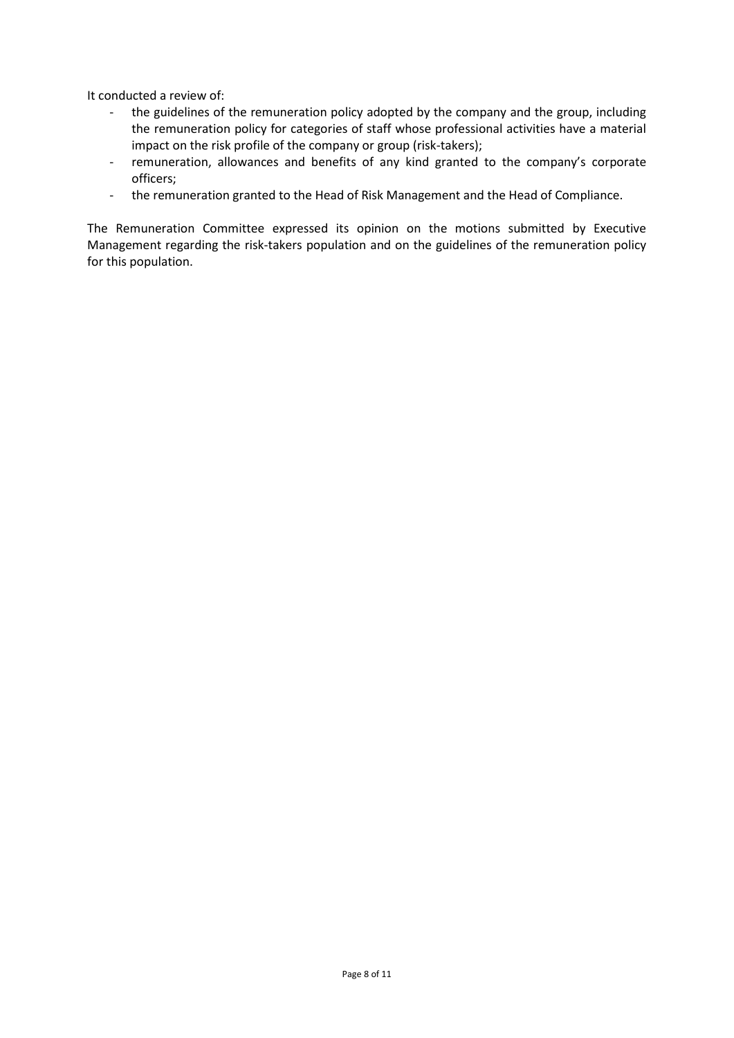It conducted a review of:

- the guidelines of the remuneration policy adopted by the company and the group, including the remuneration policy for categories of staff whose professional activities have a material impact on the risk profile of the company or group (risk-takers);
- remuneration, allowances and benefits of any kind granted to the company's corporate officers;
- the remuneration granted to the Head of Risk Management and the Head of Compliance.

The Remuneration Committee expressed its opinion on the motions submitted by Executive Management regarding the risk-takers population and on the guidelines of the remuneration policy for this population.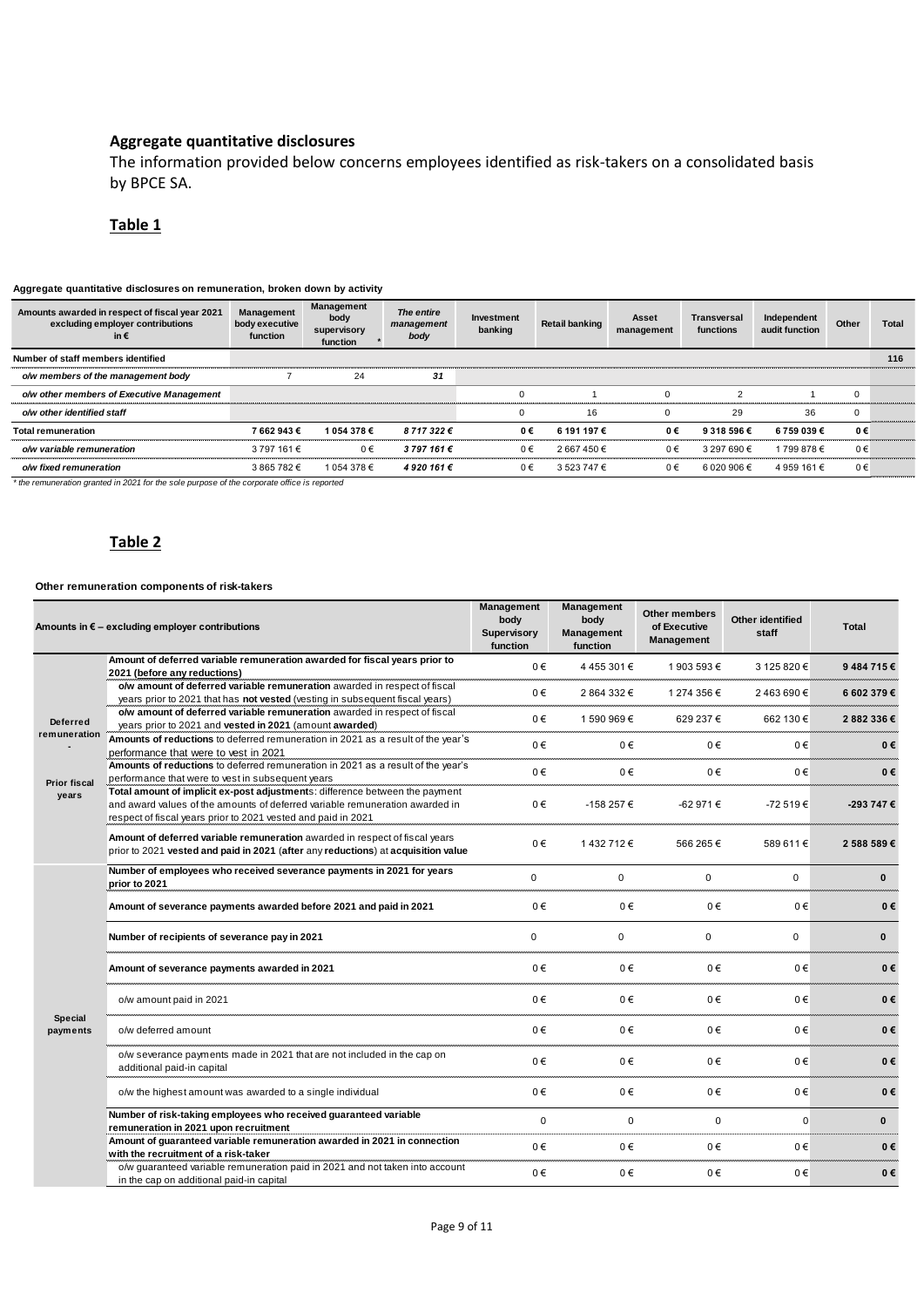## Aggregate quantitative disclosures

The information provided below concerns employees identified as risk-takers on a consolidated basis by BPCE SA.

### Table 1

**Aggregate quantitative disclosures on remuneration, broken down by activity**

| Amounts awarded in respect of fiscal year 2021 excluding employer contributions in € | Management body executive function | Management body supervisory function * | *The entire management body* | Investment banking | Retail banking | Asset management | Transversal functions | Independent audit function | Other | Total |
|---|---|---|---|---|---|---|---|---|---|---|
| **Number of staff members identified** | | | | | | | | | | **116** |
| *o/w members of the management body* | 7 | 24 | ***31*** | | | | | | | |
| *o/w other members of Executive Management* | | | | 0 | 1 | 0 | 2 | 1 | 0 | |
| *o/w other identified staff* | | | | 0 | 16 | 0 | 29 | 36 | 0 | |
| **Total remuneration** | **7 662 943 €** | **1 054 378 €** | ***8 717 322 €*** | **0 €** | **6 191 197 €** | **0 €** | **9 318 596 €** | **6 759 039 €** | **0 €** | |
| *o/w variable remuneration* | 3 797 161 € | 0 € | ***3 797 161 €*** | 0 € | 2 667 450 € | 0 € | 3 297 690 € | 1 799 878 € | 0 € | |
| *o/w fixed remuneration* | 3 865 782 € | 1 054 378 € | ***4 920 161 €*** | 0 € | 3 523 747 € | 0 € | 6 020 906 € | 4 959 161 € | 0 € | |

*\* the remuneration granted in 2021 for the sole purpose of the corporate office is reported*

### Table 2

**Other remuneration components of risk-takers**

| | Amounts in € – excluding employer contributions | Management body Supervisory function | Management body Management function | Other members of Executive Management | Other identified staff | Total |
|---|---|---|---|---|---|---|
| **Deferred remuneration - Prior fiscal years** | **Amount of deferred variable remuneration awarded for fiscal years prior to 2021 (before any reductions)** | 0 € | 4 455 301 € | 1 903 593 € | 3 125 820 € | **9 484 715 €** |
| | **o/w amount of deferred variable remuneration** awarded in respect of fiscal years prior to 2021 that has **not vested** (vesting in subsequent fiscal years) | 0 € | 2 864 332 € | 1 274 356 € | 2 463 690 € | **6 602 379 €** |
| | **o/w amount of deferred variable remuneration** awarded in respect of fiscal years prior to 2021 and **vested in 2021** (amount **awarded**) | 0 € | 1 590 969 € | 629 237 € | 662 130 € | **2 882 336 €** |
| | **Amounts of reductions** to deferred remuneration in 2021 as a result of the year's performance that were to vest in 2021 | 0 € | 0 € | 0 € | 0 € | **0 €** |
| | **Amounts of reductions** to deferred remuneration in 2021 as a result of the year's performance that were to vest in subsequent years | 0 € | 0 € | 0 € | 0 € | **0 €** |
| | **Total amount of implicit ex-post adjustments**: difference between the payment and award values of the amounts of deferred variable remuneration awarded in respect of fiscal years prior to 2021 vested and paid in 2021 | 0 € | -158 257 € | -62 971 € | -72 519 € | **-293 747 €** |
| | **Amount of deferred variable remuneration** awarded in respect of fiscal years prior to 2021 **vested and paid in 2021** (**after** any **reductions**) at **acquisition value** | 0 € | 1 432 712 € | 566 265 € | 589 611 € | **2 588 589 €** |
| **Special payments** | **Number of employees who received severance payments in 2021 for years prior to 2021** | 0 | 0 | 0 | 0 | **0** |
| | **Amount of severance payments awarded before 2021 and paid in 2021** | 0 € | 0 € | 0 € | 0 € | **0 €** |
| | **Number of recipients of severance pay in 2021** | 0 | 0 | 0 | 0 | **0** |
| | **Amount of severance payments awarded in 2021** | 0 € | 0 € | 0 € | 0 € | **0 €** |
| | o/w amount paid in 2021 | 0 € | 0 € | 0 € | 0 € | **0 €** |
| | o/w deferred amount | 0 € | 0 € | 0 € | 0 € | **0 €** |
| | o/w severance payments made in 2021 that are not included in the cap on additional paid-in capital | 0 € | 0 € | 0 € | 0 € | **0 €** |
| | o/w the highest amount was awarded to a single individual | 0 € | 0 € | 0 € | 0 € | **0 €** |
| | **Number of risk-taking employees who received guaranteed variable remuneration in 2021 upon recruitment** | 0 | 0 | 0 | 0 | **0** |
| | **Amount of guaranteed variable remuneration awarded in 2021 in connection with the recruitment of a risk-taker** | 0 € | 0 € | 0 € | 0 € | **0 €** |
| | o/w guaranteed variable remuneration paid in 2021 and not taken into account in the cap on additional paid-in capital | 0 € | 0 € | 0 € | 0 € | **0 €** |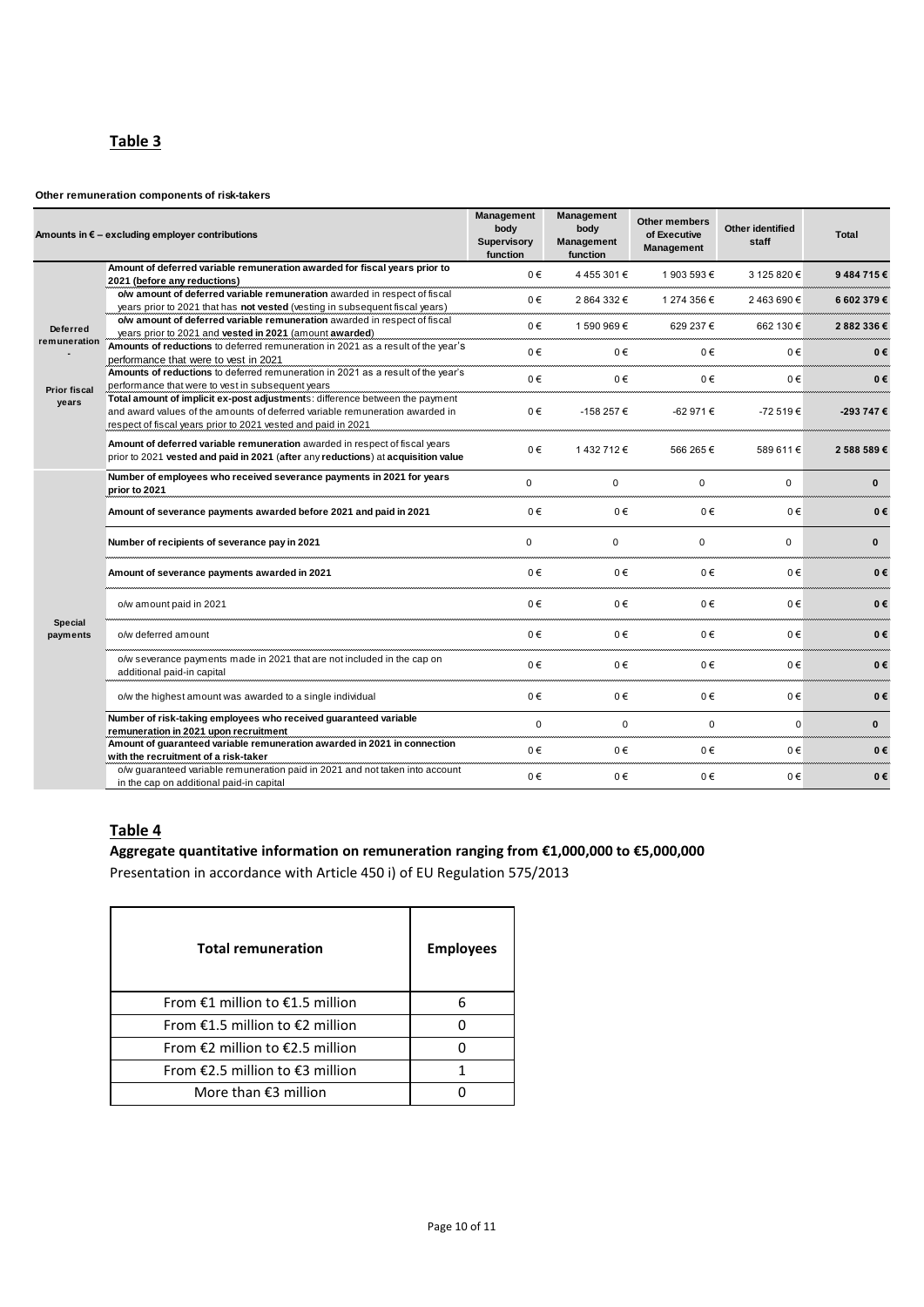## Table 3

**Other remuneration components of risk-takers**

| Amounts in € – excluding employer contributions | | Management body Supervisory function | Management body Management function | Other members of Executive Management | Other identified staff | Total |
|---|---|---|---|---|---|---|
| Deferred remuneration - Prior fiscal years | **Amount of deferred variable remuneration awarded for fiscal years prior to 2021 (before any reductions)** | 0 € | 4 455 301 € | 1 903 593 € | 3 125 820 € | **9 484 715 €** |
| | **o/w amount of deferred variable remuneration** awarded in respect of fiscal years prior to 2021 that has **not vested** (vesting in subsequent fiscal years) | 0 € | 2 864 332 € | 1 274 356 € | 2 463 690 € | **6 602 379 €** |
| | **o/w amount of deferred variable remuneration** awarded in respect of fiscal years prior to 2021 and **vested in 2021** (amount **awarded**) | 0 € | 1 590 969 € | 629 237 € | 662 130 € | **2 882 336 €** |
| | **Amounts of reductions** to deferred remuneration in 2021 as a result of the year's performance that were to vest in 2021 | 0 € | 0 € | 0 € | 0 € | **0 €** |
| | **Amounts of reductions** to deferred remuneration in 2021 as a result of the year's performance that were to vest in subsequent years | 0 € | 0 € | 0 € | 0 € | **0 €** |
| | **Total amount of implicit ex-post adjustment**s: difference between the payment and award values of the amounts of deferred variable remuneration awarded in respect of fiscal years prior to 2021 vested and paid in 2021 | 0 € | -158 257 € | -62 971 € | -72 519 € | **-293 747 €** |
| | **Amount of deferred variable remuneration** awarded in respect of fiscal years prior to 2021 **vested and paid in 2021** (**after** any **reductions**) at **acquisition value** | 0 € | 1 432 712 € | 566 265 € | 589 611 € | **2 588 589 €** |
| Special payments | **Number of employees who received severance payments in 2021 for years prior to 2021** | 0 | 0 | 0 | 0 | **0** |
| | **Amount of severance payments awarded before 2021 and paid in 2021** | 0 € | 0 € | 0 € | 0 € | **0 €** |
| | **Number of recipients of severance pay in 2021** | 0 | 0 | 0 | 0 | **0** |
| | **Amount of severance payments awarded in 2021** | 0 € | 0 € | 0 € | 0 € | **0 €** |
| | o/w amount paid in 2021 | 0 € | 0 € | 0 € | 0 € | **0 €** |
| | o/w deferred amount | 0 € | 0 € | 0 € | 0 € | **0 €** |
| | o/w severance payments made in 2021 that are not included in the cap on additional paid-in capital | 0 € | 0 € | 0 € | 0 € | **0 €** |
| | o/w the highest amount was awarded to a single individual | 0 € | 0 € | 0 € | 0 € | **0 €** |
| | **Number of risk-taking employees who received guaranteed variable remuneration in 2021 upon recruitment** | 0 | 0 | 0 | 0 | **0** |
| | **Amount of guaranteed variable remuneration awarded in 2021 in connection with the recruitment of a risk-taker** | 0 € | 0 € | 0 € | 0 € | **0 €** |
| | o/w guaranteed variable remuneration paid in 2021 and not taken into account in the cap on additional paid-in capital | 0 € | 0 € | 0 € | 0 € | **0 €** |

## Table 4

**Aggregate quantitative information on remuneration ranging from €1,000,000 to €5,000,000**

Presentation in accordance with Article 450 i) of EU Regulation 575/2013

| Total remuneration | Employees |
|---|---|
| From €1 million to €1.5 million | 6 |
| From €1.5 million to €2 million | 0 |
| From €2 million to €2.5 million | 0 |
| From €2.5 million to €3 million | 1 |
| More than €3 million | 0 |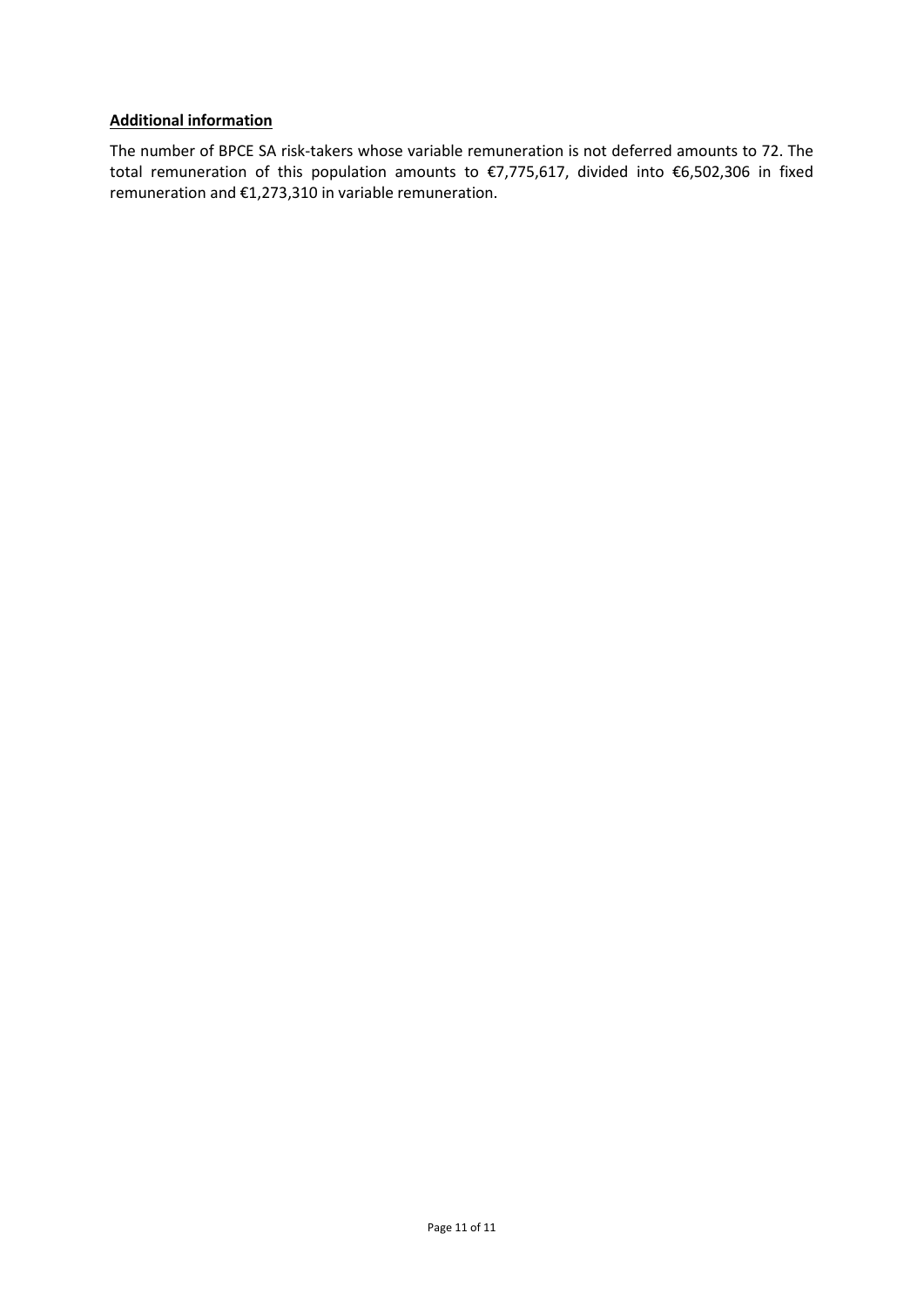**Additional information**

The number of BPCE SA risk-takers whose variable remuneration is not deferred amounts to 72. The total remuneration of this population amounts to €7,775,617, divided into €6,502,306 in fixed remuneration and €1,273,310 in variable remuneration.